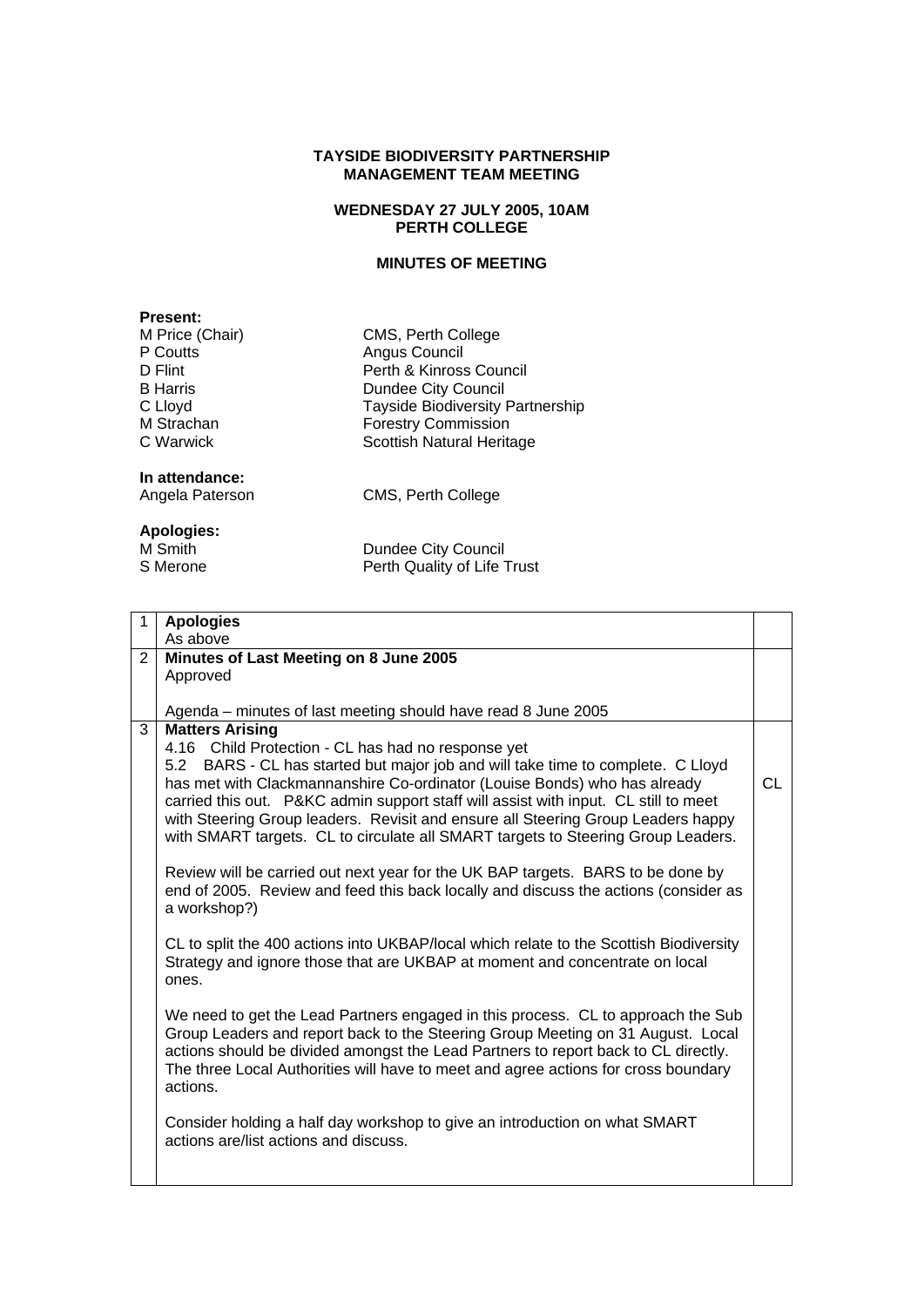**TAYSIDE BIODIVERSITY PARTNERSHIP**
**MANAGEMENT TEAM MEETING**

**WEDNESDAY 27 JULY 2005, 10AM**
**PERTH COLLEGE**

**MINUTES OF MEETING**

**Present:**

| | |
|---|---|
| M Price (Chair) | CMS, Perth College |
| P Coutts | Angus Council |
| D Flint | Perth & Kinross Council |
| B Harris | Dundee City Council |
| C Lloyd | Tayside Biodiversity Partnership |
| M Strachan | Forestry Commission |
| C Warwick | Scottish Natural Heritage |

**In attendance:**

| | |
|---|---|
| Angela Paterson | CMS, Perth College |

**Apologies:**

| | |
|---|---|
| M Smith | Dundee City Council |
| S Merone | Perth Quality of Life Trust |

| | | |
|---|---|---|
| 1 | **Apologies**<br>As above | |
| 2 | **Minutes of Last Meeting on 8 June 2005**<br>Approved<br><br>Agenda – minutes of last meeting should have read 8 June 2005 | |
| 3 | **Matters Arising**<br>4.16 Child Protection - CL has had no response yet<br>5.2 BARS - CL has started but major job and will take time to complete. C Lloyd has met with Clackmannanshire Co-ordinator (Louise Bonds) who has already carried this out. P&KC admin support staff will assist with input. CL still to meet with Steering Group leaders. Revisit and ensure all Steering Group Leaders happy with SMART targets. CL to circulate all SMART targets to Steering Group Leaders.<br><br>Review will be carried out next year for the UK BAP targets. BARS to be done by end of 2005. Review and feed this back locally and discuss the actions (consider as a workshop?)<br><br>CL to split the 400 actions into UKBAP/local which relate to the Scottish Biodiversity Strategy and ignore those that are UKBAP at moment and concentrate on local ones.<br><br>We need to get the Lead Partners engaged in this process. CL to approach the Sub Group Leaders and report back to the Steering Group Meeting on 31 August. Local actions should be divided amongst the Lead Partners to report back to CL directly. The three Local Authorities will have to meet and agree actions for cross boundary actions.<br><br>Consider holding a half day workshop to give an introduction on what SMART actions are/list actions and discuss. | CL |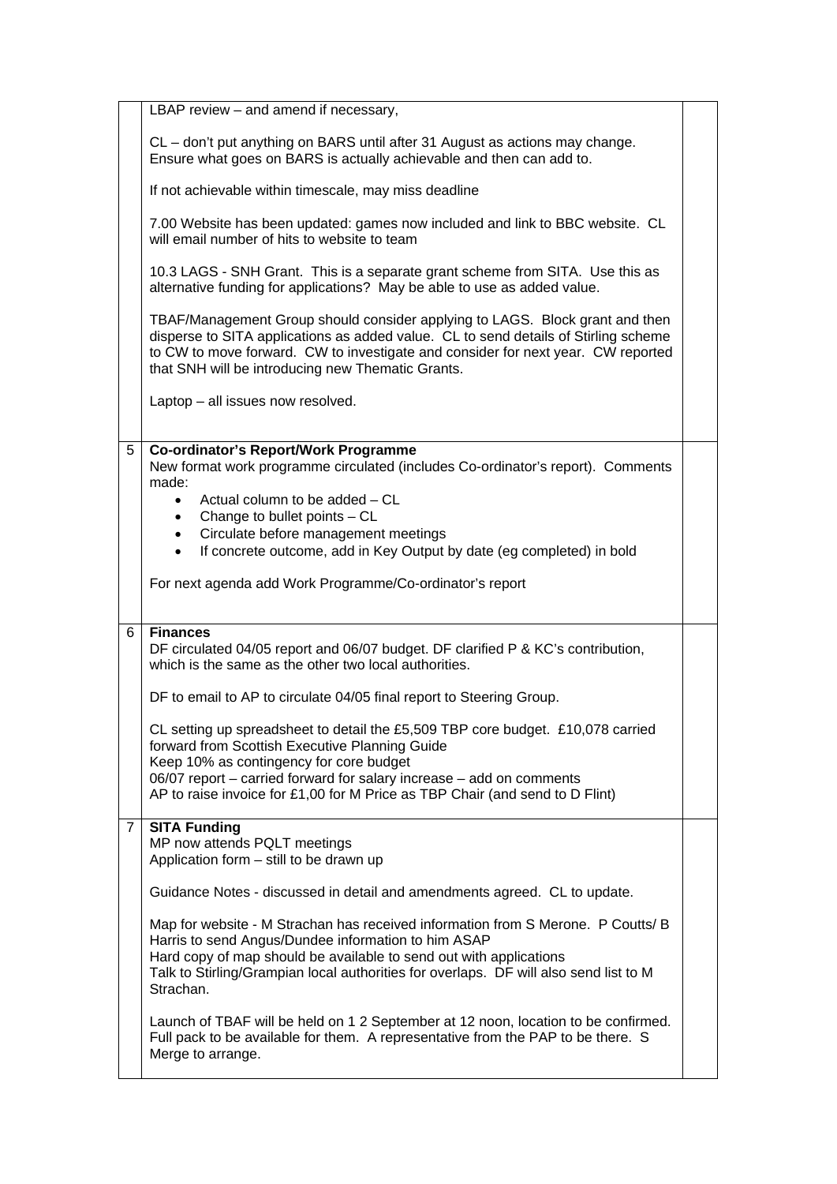| | | |
|---|---|---|
| | LBAP review – and amend if necessary,<br><br>CL – don't put anything on BARS until after 31 August as actions may change. Ensure what goes on BARS is actually achievable and then can add to.<br><br>If not achievable within timescale, may miss deadline<br><br>7.00 Website has been updated: games now included and link to BBC website. CL will email number of hits to website to team<br><br>10.3 LAGS - SNH Grant. This is a separate grant scheme from SITA. Use this as alternative funding for applications? May be able to use as added value.<br><br>TBAF/Management Group should consider applying to LAGS. Block grant and then disperse to SITA applications as added value. CL to send details of Stirling scheme to CW to move forward. CW to investigate and consider for next year. CW reported that SNH will be introducing new Thematic Grants.<br><br>Laptop – all issues now resolved. | |
| 5 | **Co-ordinator's Report/Work Programme**<br>New format work programme circulated (includes Co-ordinator's report). Comments made:<br>• Actual column to be added – CL<br>• Change to bullet points – CL<br>• Circulate before management meetings<br>• If concrete outcome, add in Key Output by date (eg completed) in bold<br><br>For next agenda add Work Programme/Co-ordinator's report | |
| 6 | **Finances**<br>DF circulated 04/05 report and 06/07 budget. DF clarified P & KC's contribution, which is the same as the other two local authorities.<br><br>DF to email to AP to circulate 04/05 final report to Steering Group.<br><br>CL setting up spreadsheet to detail the £5,509 TBP core budget. £10,078 carried forward from Scottish Executive Planning Guide<br>Keep 10% as contingency for core budget<br>06/07 report – carried forward for salary increase – add on comments<br>AP to raise invoice for £1,00 for M Price as TBP Chair (and send to D Flint) | |
| 7 | **SITA Funding**<br>MP now attends PQLT meetings<br>Application form – still to be drawn up<br><br>Guidance Notes - discussed in detail and amendments agreed. CL to update.<br><br>Map for website - M Strachan has received information from S Merone. P Coutts/ B Harris to send Angus/Dundee information to him ASAP<br>Hard copy of map should be available to send out with applications<br>Talk to Stirling/Grampian local authorities for overlaps. DF will also send list to M Strachan.<br><br>Launch of TBAF will be held on 1 2 September at 12 noon, location to be confirmed. Full pack to be available for them. A representative from the PAP to be there. S Merge to arrange. | |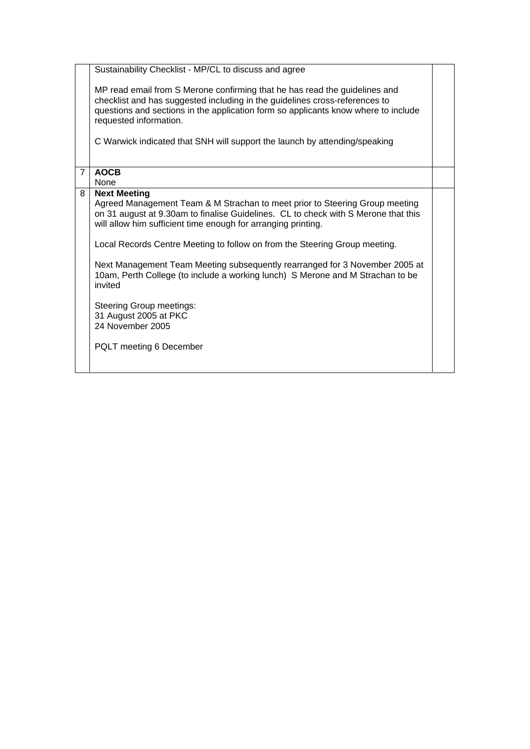| | | |
|---|---|---|
| | Sustainability Checklist - MP/CL to discuss and agree<br><br>MP read email from S Merone confirming that he has read the guidelines and checklist and has suggested including in the guidelines cross-references to questions and sections in the application form so applicants know where to include requested information.<br><br>C Warwick indicated that SNH will support the launch by attending/speaking | |
| 7 | **AOCB**<br>None | |
| 8 | **Next Meeting**<br>Agreed Management Team & M Strachan to meet prior to Steering Group meeting on 31 august at 9.30am to finalise Guidelines. CL to check with S Merone that this will allow him sufficient time enough for arranging printing.<br><br>Local Records Centre Meeting to follow on from the Steering Group meeting.<br><br>Next Management Team Meeting subsequently rearranged for 3 November 2005 at 10am, Perth College (to include a working lunch) S Merone and M Strachan to be invited<br><br>Steering Group meetings:<br>31 August 2005 at PKC<br>24 November 2005<br><br>PQLT meeting 6 December | |